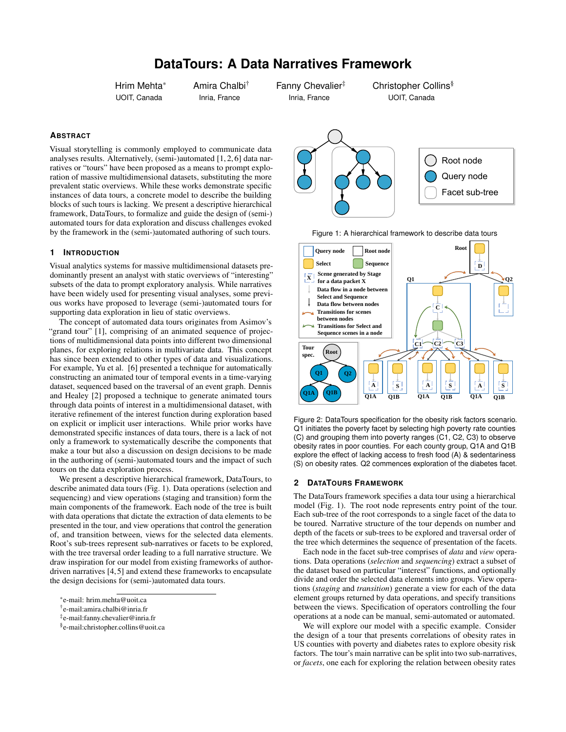# DataTours: A Data Narratives Framework

Hrim Mehta* — UOIT, Canada
Amira Chalbi† — Inria, France
Fanny Chevalier‡ — Inria, France
Christopher Collins§ — UOIT, Canada

## Abstract

Visual storytelling is commonly employed to communicate data analyses results. Alternatively, (semi-)automated [1, 2, 6] data narratives or "tours" have been proposed as a means to prompt exploration of massive multidimensional datasets, substituting the more prevalent static overviews. While these works demonstrate specific instances of data tours, a concrete model to describe the building blocks of such tours is lacking. We present a descriptive hierarchical framework, DataTours, to formalize and guide the design of (semi-) automated tours for data exploration and discuss challenges evoked by the framework in the (semi-)automated authoring of such tours.

## 1 Introduction

Visual analytics systems for massive multidimensional datasets predominantly present an analyst with static overviews of "interesting" subsets of the data to prompt exploratory analysis. While narratives have been widely used for presenting visual analyses, some previous works have proposed to leverage (semi-)automated tours for supporting data exploration in lieu of static overviews.

The concept of automated data tours originates from Asimov's "grand tour" [1], comprising of an animated sequence of projections of multidimensional data points into different two dimensional planes, for exploring relations in multivariate data. This concept has since been extended to other types of data and visualizations. For example, Yu et al. [6] presented a technique for automatically constructing an animated tour of temporal events in a time-varying dataset, sequenced based on the traversal of an event graph. Dennis and Healey [2] proposed a technique to generate animated tours through data points of interest in a multidimensional dataset, with iterative refinement of the interest function during exploration based on explicit or implicit user interactions. While prior works have demonstrated specific instances of data tours, there is a lack of not only a framework to systematically describe the components that make a tour but also a discussion on design decisions to be made in the authoring of (semi-)automated tours and the impact of such tours on the data exploration process.

We present a descriptive hierarchical framework, DataTours, to describe animated data tours (Fig. 1). Data operations (selection and sequencing) and view operations (staging and transition) form the main components of the framework. Each node of the tree is built with data operations that dictate the extraction of data elements to be presented in the tour, and view operations that control the generation of, and transition between, views for the selected data elements. Root's sub-trees represent sub-narratives or facets to be explored, with the tree traversal order leading to a full narrative structure. We draw inspiration for our model from existing frameworks of author-driven narratives [4, 5] and extend these frameworks to encapsulate the design decisions for (semi-)automated data tours.

*e-mail: hrim.mehta@uoit.ca
†e-mail:amira.chalbi@inria.fr
‡e-mail:fanny.chevalier@inria.fr
§e-mail:christopher.collins@uoit.ca

Figure 1: A hierarchical framework to describe data tours

Figure 2: DataTours specification for the obesity risk factors scenario. Q1 initiates the poverty facet by selecting high poverty rate counties (C) and grouping them into poverty ranges (C1, C2, C3) to observe obesity rates in poor counties. For each county group, Q1A and Q1B explore the effect of lacking access to fresh food (A) & sedentariness (S) on obesity rates. Q2 commences exploration of the diabetes facet.

## 2 DataTours Framework

The DataTours framework specifies a data tour using a hierarchical model (Fig. 1). The root node represents entry point of the tour. Each sub-tree of the root corresponds to a single facet of the data to be toured. Narrative structure of the tour depends on number and depth of the facets or sub-trees to be explored and traversal order of the tree which determines the sequence of presentation of the facets.

Each node in the facet sub-tree comprises of *data* and *view* operations. Data operations (*selection* and *sequencing*) extract a subset of the dataset based on particular "interest" functions, and optionally divide and order the selected data elements into groups. View operations (*staging* and *transition*) generate a view for each of the data element groups returned by data operations, and specify transitions between the views. Specification of operators controlling the four operations at a node can be manual, semi-automated or automated.

We will explore our model with a specific example. Consider the design of a tour that presents correlations of obesity rates in US counties with poverty and diabetes rates to explore obesity risk factors. The tour's main narrative can be split into two sub-narratives, or *facets*, one each for exploring the relation between obesity rates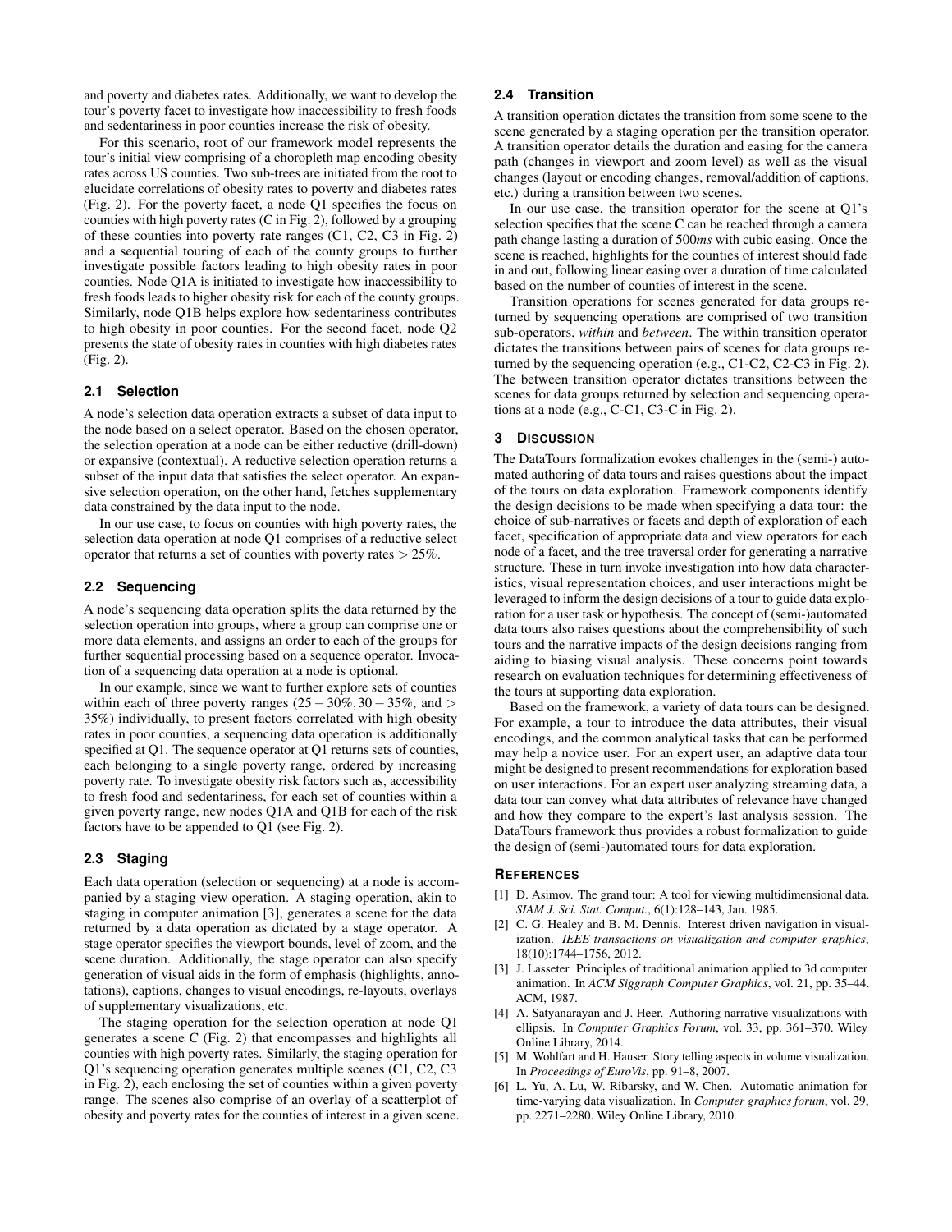and poverty and diabetes rates. Additionally, we want to develop the tour's poverty facet to investigate how inaccessibility to fresh foods and sedentariness in poor counties increase the risk of obesity.

For this scenario, root of our framework model represents the tour's initial view comprising of a choropleth map encoding obesity rates across US counties. Two sub-trees are initiated from the root to elucidate correlations of obesity rates to poverty and diabetes rates (Fig. 2). For the poverty facet, a node Q1 specifies the focus on counties with high poverty rates (C in Fig. 2), followed by a grouping of these counties into poverty rate ranges (C1, C2, C3 in Fig. 2) and a sequential touring of each of the county groups to further investigate possible factors leading to high obesity rates in poor counties. Node Q1A is initiated to investigate how inaccessibility to fresh foods leads to higher obesity risk for each of the county groups. Similarly, node Q1B helps explore how sedentariness contributes to high obesity in poor counties. For the second facet, node Q2 presents the state of obesity rates in counties with high diabetes rates (Fig. 2).

### 2.1 Selection

A node's selection data operation extracts a subset of data input to the node based on a select operator. Based on the chosen operator, the selection operation at a node can be either reductive (drill-down) or expansive (contextual). A reductive selection operation returns a subset of the input data that satisfies the select operator. An expansive selection operation, on the other hand, fetches supplementary data constrained by the data input to the node.

In our use case, to focus on counties with high poverty rates, the selection data operation at node Q1 comprises of a reductive select operator that returns a set of counties with poverty rates $> 25\%$.

### 2.2 Sequencing

A node's sequencing data operation splits the data returned by the selection operation into groups, where a group can comprise one or more data elements, and assigns an order to each of the groups for further sequential processing based on a sequence operator. Invocation of a sequencing data operation at a node is optional.

In our example, since we want to further explore sets of counties within each of three poverty ranges ($25-30\%, 30-35\%$, and $>35\%$) individually, to present factors correlated with high obesity rates in poor counties, a sequencing data operation is additionally specified at Q1. The sequence operator at Q1 returns sets of counties, each belonging to a single poverty range, ordered by increasing poverty rate. To investigate obesity risk factors such as, accessibility to fresh food and sedentariness, for each set of counties within a given poverty range, new nodes Q1A and Q1B for each of the risk factors have to be appended to Q1 (see Fig. 2).

### 2.3 Staging

Each data operation (selection or sequencing) at a node is accompanied by a staging view operation. A staging operation, akin to staging in computer animation [3], generates a scene for the data returned by a data operation as dictated by a stage operator. A stage operator specifies the viewport bounds, level of zoom, and the scene duration. Additionally, the stage operator can also specify generation of visual aids in the form of emphasis (highlights, annotations), captions, changes to visual encodings, re-layouts, overlays of supplementary visualizations, etc.

The staging operation for the selection operation at node Q1 generates a scene C (Fig. 2) that encompasses and highlights all counties with high poverty rates. Similarly, the staging operation for Q1's sequencing operation generates multiple scenes (C1, C2, C3 in Fig. 2), each enclosing the set of counties within a given poverty range. The scenes also comprise of an overlay of a scatterplot of obesity and poverty rates for the counties of interest in a given scene.

### 2.4 Transition

A transition operation dictates the transition from some scene to the scene generated by a staging operation per the transition operator. A transition operator details the duration and easing for the camera path (changes in viewport and zoom level) as well as the visual changes (layout or encoding changes, removal/addition of captions, etc.) during a transition between two scenes.

In our use case, the transition operator for the scene at Q1's selection specifies that the scene C can be reached through a camera path change lasting a duration of 500*ms* with cubic easing. Once the scene is reached, highlights for the counties of interest should fade in and out, following linear easing over a duration of time calculated based on the number of counties of interest in the scene.

Transition operations for scenes generated for data groups returned by sequencing operations are comprised of two transition sub-operators, *within* and *between*. The within transition operator dictates the transitions between pairs of scenes for data groups returned by the sequencing operation (e.g., C1-C2, C2-C3 in Fig. 2). The between transition operator dictates transitions between the scenes for data groups returned by selection and sequencing operations at a node (e.g., C-C1, C3-C in Fig. 2).

## 3 Discussion

The DataTours formalization evokes challenges in the (semi-) automated authoring of data tours and raises questions about the impact of the tours on data exploration. Framework components identify the design decisions to be made when specifying a data tour: the choice of sub-narratives or facets and depth of exploration of each facet, specification of appropriate data and view operators for each node of a facet, and the tree traversal order for generating a narrative structure. These in turn invoke investigation into how data characteristics, visual representation choices, and user interactions might be leveraged to inform the design decisions of a tour to guide data exploration for a user task or hypothesis. The concept of (semi-)automated data tours also raises questions about the comprehensibility of such tours and the narrative impacts of the design decisions ranging from aiding to biasing visual analysis. These concerns point towards research on evaluation techniques for determining effectiveness of the tours at supporting data exploration.

Based on the framework, a variety of data tours can be designed. For example, a tour to introduce the data attributes, their visual encodings, and the common analytical tasks that can be performed may help a novice user. For an expert user, an adaptive data tour might be designed to present recommendations for exploration based on user interactions. For an expert user analyzing streaming data, a data tour can convey what data attributes of relevance have changed and how they compare to the expert's last analysis session. The DataTours framework thus provides a robust formalization to guide the design of (semi-)automated tours for data exploration.

## References

[1] D. Asimov. The grand tour: A tool for viewing multidimensional data. *SIAM J. Sci. Stat. Comput.*, 6(1):128–143, Jan. 1985.

[2] C. G. Healey and B. M. Dennis. Interest driven navigation in visualization. *IEEE transactions on visualization and computer graphics*, 18(10):1744–1756, 2012.

[3] J. Lasseter. Principles of traditional animation applied to 3d computer animation. In *ACM Siggraph Computer Graphics*, vol. 21, pp. 35–44. ACM, 1987.

[4] A. Satyanarayan and J. Heer. Authoring narrative visualizations with ellipsis. In *Computer Graphics Forum*, vol. 33, pp. 361–370. Wiley Online Library, 2014.

[5] M. Wohlfart and H. Hauser. Story telling aspects in volume visualization. In *Proceedings of EuroVis*, pp. 91–8, 2007.

[6] L. Yu, A. Lu, W. Ribarsky, and W. Chen. Automatic animation for time-varying data visualization. In *Computer graphics forum*, vol. 29, pp. 2271–2280. Wiley Online Library, 2010.